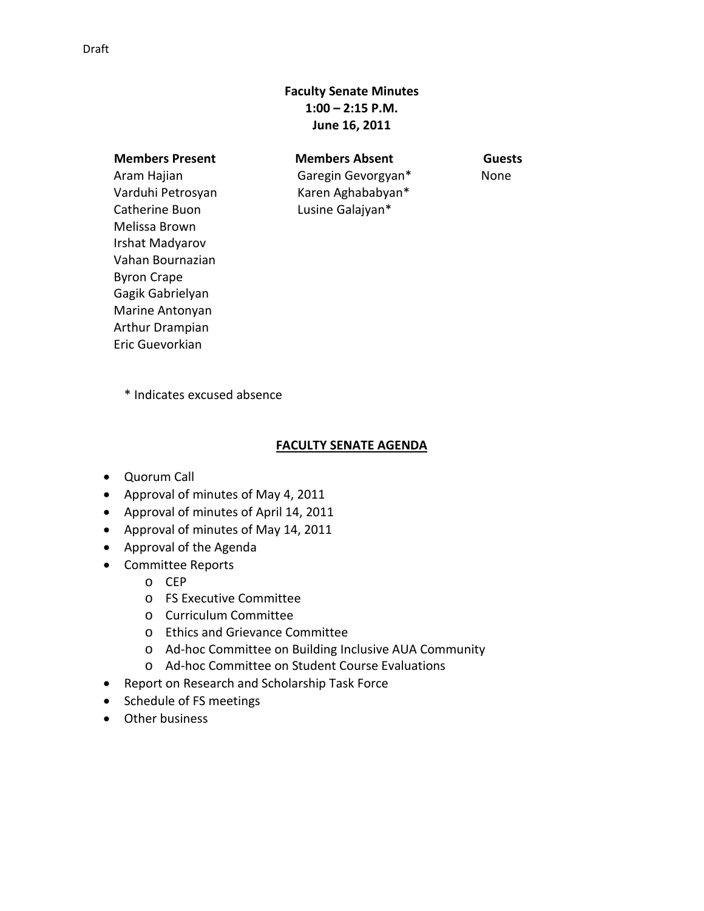Draft

# Faculty Senate Minutes
**1:00 – 2:15 P.M.**
**June 16, 2011**

| Members Present | Members Absent | Guests |
| --- | --- | --- |
| Aram Hajian | Garegin Gevorgyan* | None |
| Varduhi Petrosyan | Karen Aghababyan* | |
| Catherine Buon | Lusine Galajyan* | |
| Melissa Brown | | |
| Irshat Madyarov | | |
| Vahan Bournazian | | |
| Byron Crape | | |
| Gagik Gabrielyan | | |
| Marine Antonyan | | |
| Arthur Drampian | | |
| Eric Guevorkian | | |

\* Indicates excused absence

## FACULTY SENATE AGENDA

- Quorum Call
- Approval of minutes of May 4, 2011
- Approval of minutes of April 14, 2011
- Approval of minutes of May 14, 2011
- Approval of the Agenda
- Committee Reports
  - CEP
  - FS Executive Committee
  - Curriculum Committee
  - Ethics and Grievance Committee
  - Ad-hoc Committee on Building Inclusive AUA Community
  - Ad-hoc Committee on Student Course Evaluations
- Report on Research and Scholarship Task Force
- Schedule of FS meetings
- Other business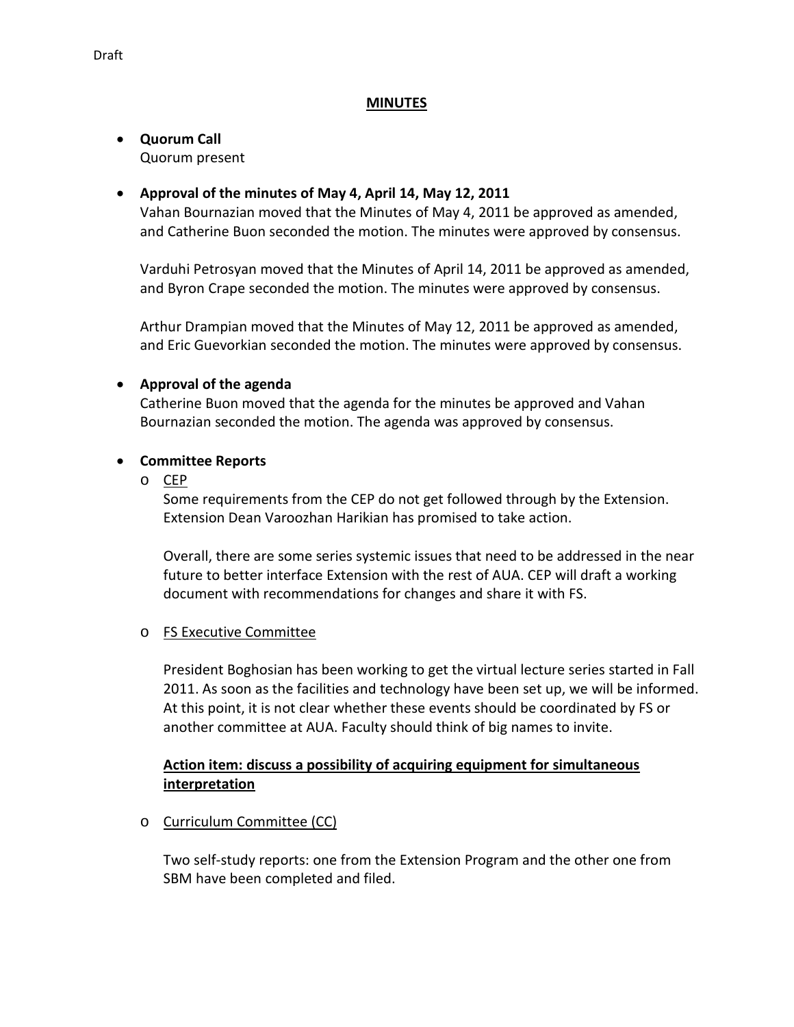Draft

**MINUTES**

- **Quorum Call**
  Quorum present

- **Approval of the minutes of May 4, April 14, May 12, 2011**
  Vahan Bournazian moved that the Minutes of May 4, 2011 be approved as amended, and Catherine Buon seconded the motion. The minutes were approved by consensus.

  Varduhi Petrosyan moved that the Minutes of April 14, 2011 be approved as amended, and Byron Crape seconded the motion. The minutes were approved by consensus.

  Arthur Drampian moved that the Minutes of May 12, 2011 be approved as amended, and Eric Guevorkian seconded the motion. The minutes were approved by consensus.

- **Approval of the agenda**
  Catherine Buon moved that the agenda for the minutes be approved and Vahan Bournazian seconded the motion. The agenda was approved by consensus.

- **Committee Reports**
  - <u>CEP</u>

    Some requirements from the CEP do not get followed through by the Extension. Extension Dean Varoozhan Harikian has promised to take action.

    Overall, there are some series systemic issues that need to be addressed in the near future to better interface Extension with the rest of AUA. CEP will draft a working document with recommendations for changes and share it with FS.

  - <u>FS Executive Committee</u>

    President Boghosian has been working to get the virtual lecture series started in Fall 2011. As soon as the facilities and technology have been set up, we will be informed. At this point, it is not clear whether these events should be coordinated by FS or another committee at AUA. Faculty should think of big names to invite.

    **<u>Action item: discuss a possibility of acquiring equipment for simultaneous interpretation</u>**

  - <u>Curriculum Committee (CC)</u>

    Two self-study reports: one from the Extension Program and the other one from SBM have been completed and filed.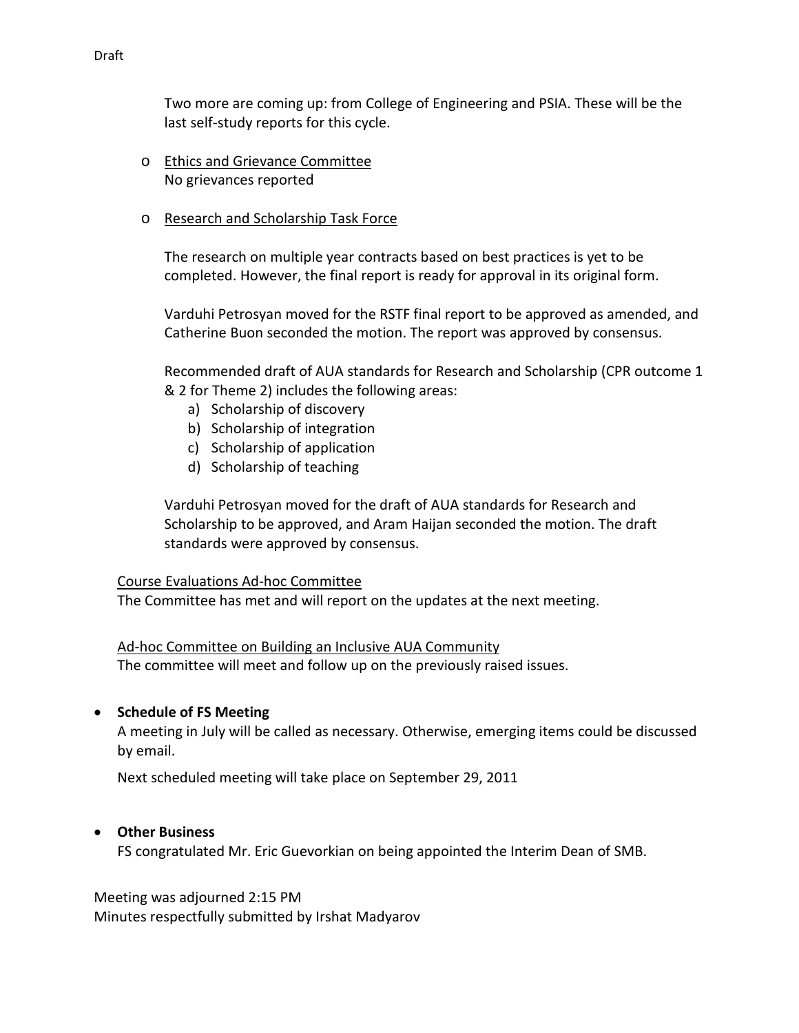Draft

Two more are coming up: from College of Engineering and PSIA. These will be the last self-study reports for this cycle.

- Ethics and Grievance Committee
  No grievances reported

- Research and Scholarship Task Force

  The research on multiple year contracts based on best practices is yet to be completed. However, the final report is ready for approval in its original form.

  Varduhi Petrosyan moved for the RSTF final report to be approved as amended, and Catherine Buon seconded the motion. The report was approved by consensus.

  Recommended draft of AUA standards for Research and Scholarship (CPR outcome 1 & 2 for Theme 2) includes the following areas:

  a) Scholarship of discovery
  b) Scholarship of integration
  c) Scholarship of application
  d) Scholarship of teaching

  Varduhi Petrosyan moved for the draft of AUA standards for Research and Scholarship to be approved, and Aram Haijan seconded the motion. The draft standards were approved by consensus.

Course Evaluations Ad-hoc Committee
The Committee has met and will report on the updates at the next meeting.

Ad-hoc Committee on Building an Inclusive AUA Community
The committee will meet and follow up on the previously raised issues.

- **Schedule of FS Meeting**
  A meeting in July will be called as necessary. Otherwise, emerging items could be discussed by email.

  Next scheduled meeting will take place on September 29, 2011

- **Other Business**
  FS congratulated Mr. Eric Guevorkian on being appointed the Interim Dean of SMB.

Meeting was adjourned 2:15 PM
Minutes respectfully submitted by Irshat Madyarov